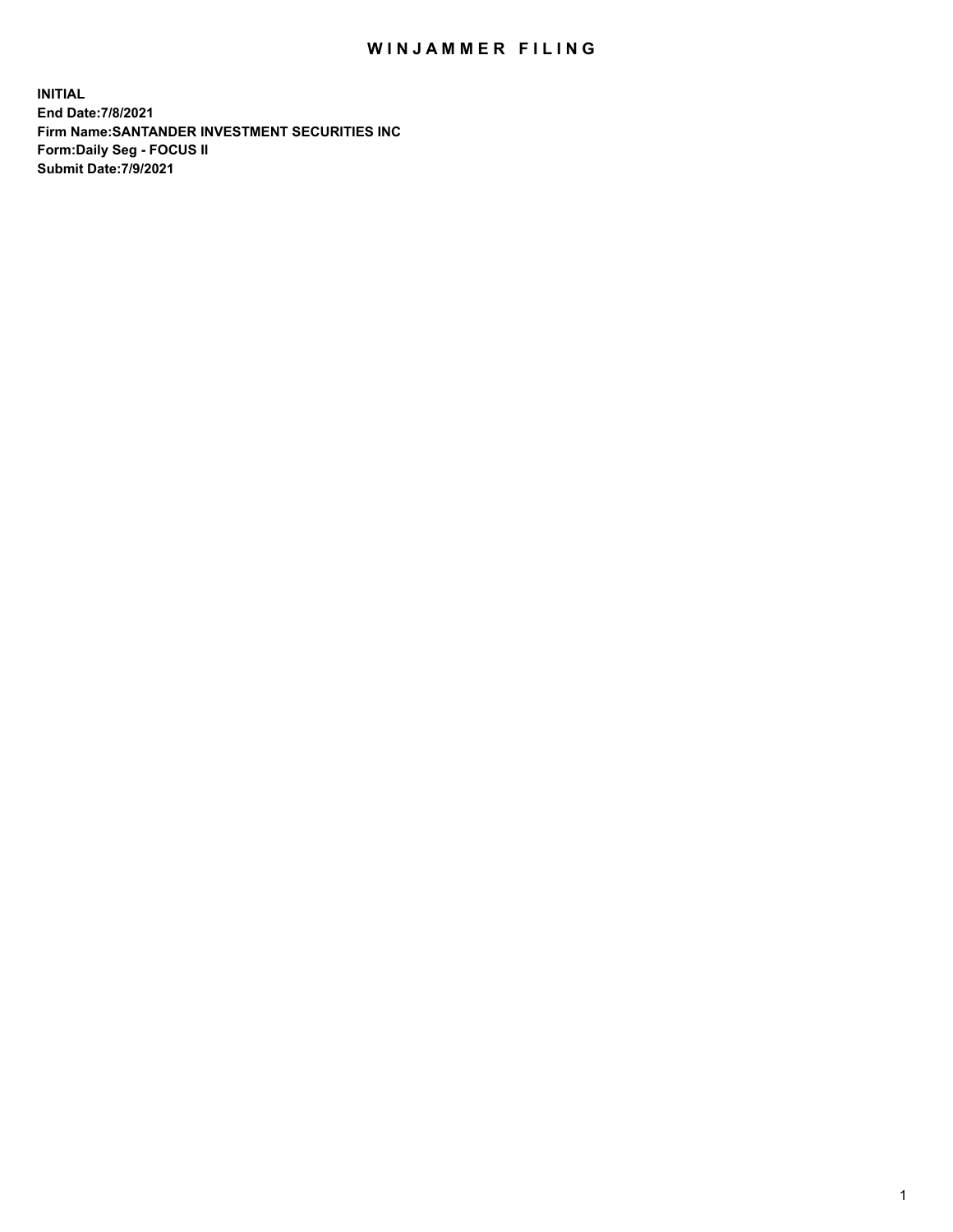# WINJAMMER FILING

**INITIAL**
**End Date:7/8/2021**
**Firm Name:SANTANDER INVESTMENT SECURITIES INC**
**Form:Daily Seg - FOCUS II**
**Submit Date:7/9/2021**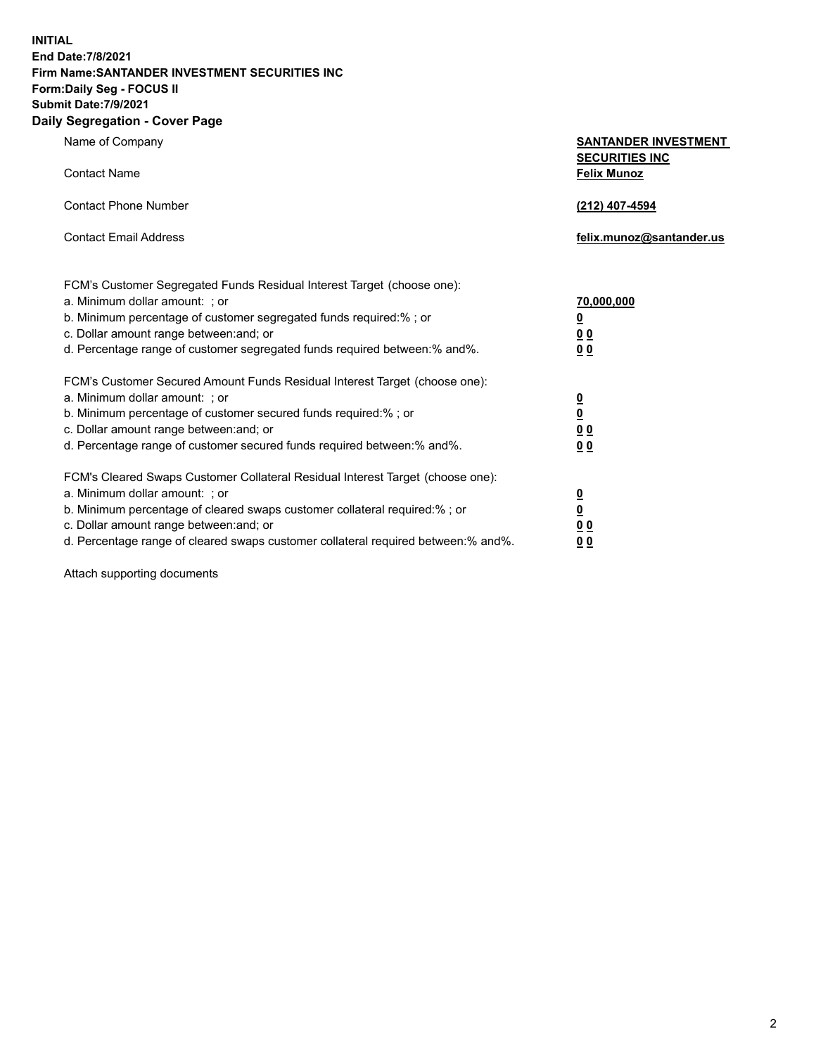**INITIAL**
**End Date:7/8/2021**
**Firm Name:SANTANDER INVESTMENT SECURITIES INC**
**Form:Daily Seg - FOCUS II**
**Submit Date:7/9/2021**

## Daily Segregation - Cover Page

| | |
|---|---|
| Name of Company | **SANTANDER INVESTMENT SECURITIES INC** |
| Contact Name | **Felix Munoz** |
| Contact Phone Number | **(212) 407-4594** |
| Contact Email Address | **felix.munoz@santander.us** |

FCM's Customer Segregated Funds Residual Interest Target (choose one):

| | |
|---|---|
| a. Minimum dollar amount: ; or | **70,000,000** |
| b. Minimum percentage of customer segregated funds required:% ; or | **0** |
| c. Dollar amount range between:and; or | **0 0** |
| d. Percentage range of customer segregated funds required between:% and%. | **0 0** |

FCM's Customer Secured Amount Funds Residual Interest Target (choose one):

| | |
|---|---|
| a. Minimum dollar amount: ; or | **0** |
| b. Minimum percentage of customer secured funds required:% ; or | **0** |
| c. Dollar amount range between:and; or | **0 0** |
| d. Percentage range of customer secured funds required between:% and%. | **0 0** |

FCM's Cleared Swaps Customer Collateral Residual Interest Target (choose one):

| | |
|---|---|
| a. Minimum dollar amount: ; or | **0** |
| b. Minimum percentage of cleared swaps customer collateral required:% ; or | **0** |
| c. Dollar amount range between:and; or | **0 0** |
| d. Percentage range of cleared swaps customer collateral required between:% and%. | **0 0** |

Attach supporting documents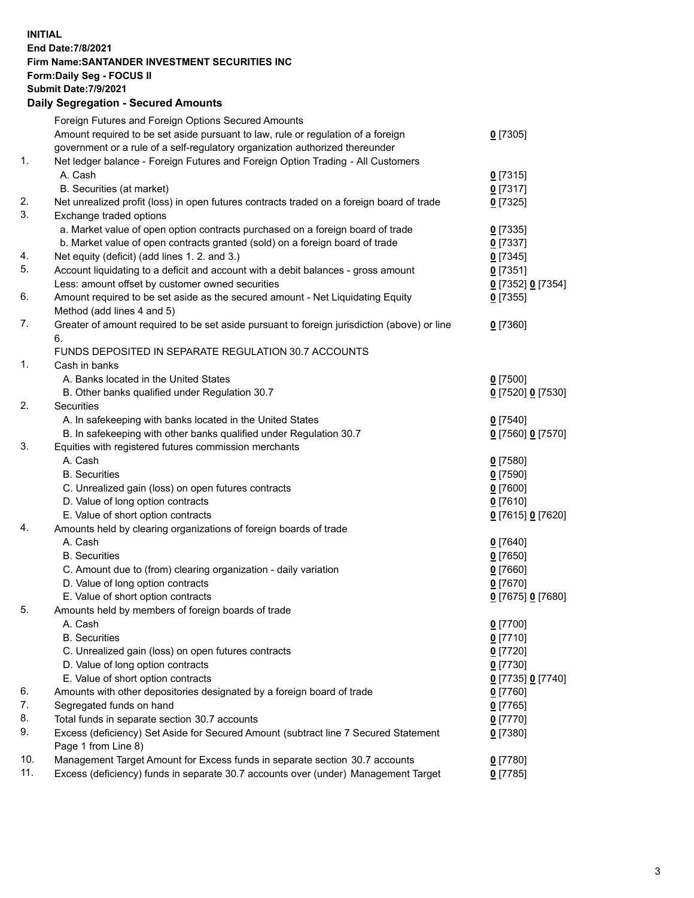**INITIAL**
**End Date:7/8/2021**
**Firm Name:SANTANDER INVESTMENT SECURITIES INC**
**Form:Daily Seg - FOCUS II**
**Submit Date:7/9/2021**

## Daily Segregation - Secured Amounts

| | | |
|---|---|---|
| | Foreign Futures and Foreign Options Secured Amounts | |
| | Amount required to be set aside pursuant to law, rule or regulation of a foreign government or a rule of a self-regulatory organization authorized thereunder | 0 [7305] |
| 1. | Net ledger balance - Foreign Futures and Foreign Option Trading - All Customers | |
| | A. Cash | 0 [7315] |
| | B. Securities (at market) | 0 [7317] |
| 2. | Net unrealized profit (loss) in open futures contracts traded on a foreign board of trade | 0 [7325] |
| 3. | Exchange traded options | |
| | a. Market value of open option contracts purchased on a foreign board of trade | 0 [7335] |
| | b. Market value of open contracts granted (sold) on a foreign board of trade | 0 [7337] |
| 4. | Net equity (deficit) (add lines 1. 2. and 3.) | 0 [7345] |
| 5. | Account liquidating to a deficit and account with a debit balances - gross amount | 0 [7351] |
| | Less: amount offset by customer owned securities | 0 [7352] 0 [7354] |
| 6. | Amount required to be set aside as the secured amount - Net Liquidating Equity Method (add lines 4 and 5) | 0 [7355] |
| 7. | Greater of amount required to be set aside pursuant to foreign jurisdiction (above) or line 6. | 0 [7360] |
| | FUNDS DEPOSITED IN SEPARATE REGULATION 30.7 ACCOUNTS | |
| 1. | Cash in banks | |
| | A. Banks located in the United States | 0 [7500] |
| | B. Other banks qualified under Regulation 30.7 | 0 [7520] 0 [7530] |
| 2. | Securities | |
| | A. In safekeeping with banks located in the United States | 0 [7540] |
| | B. In safekeeping with other banks qualified under Regulation 30.7 | 0 [7560] 0 [7570] |
| 3. | Equities with registered futures commission merchants | |
| | A. Cash | 0 [7580] |
| | B. Securities | 0 [7590] |
| | C. Unrealized gain (loss) on open futures contracts | 0 [7600] |
| | D. Value of long option contracts | 0 [7610] |
| | E. Value of short option contracts | 0 [7615] 0 [7620] |
| 4. | Amounts held by clearing organizations of foreign boards of trade | |
| | A. Cash | 0 [7640] |
| | B. Securities | 0 [7650] |
| | C. Amount due to (from) clearing organization - daily variation | 0 [7660] |
| | D. Value of long option contracts | 0 [7670] |
| | E. Value of short option contracts | 0 [7675] 0 [7680] |
| 5. | Amounts held by members of foreign boards of trade | |
| | A. Cash | 0 [7700] |
| | B. Securities | 0 [7710] |
| | C. Unrealized gain (loss) on open futures contracts | 0 [7720] |
| | D. Value of long option contracts | 0 [7730] |
| | E. Value of short option contracts | 0 [7735] 0 [7740] |
| 6. | Amounts with other depositories designated by a foreign board of trade | 0 [7760] |
| 7. | Segregated funds on hand | 0 [7765] |
| 8. | Total funds in separate section 30.7 accounts | 0 [7770] |
| 9. | Excess (deficiency) Set Aside for Secured Amount (subtract line 7 Secured Statement Page 1 from Line 8) | 0 [7380] |
| 10. | Management Target Amount for Excess funds in separate section 30.7 accounts | 0 [7780] |
| 11. | Excess (deficiency) funds in separate 30.7 accounts over (under) Management Target | 0 [7785] |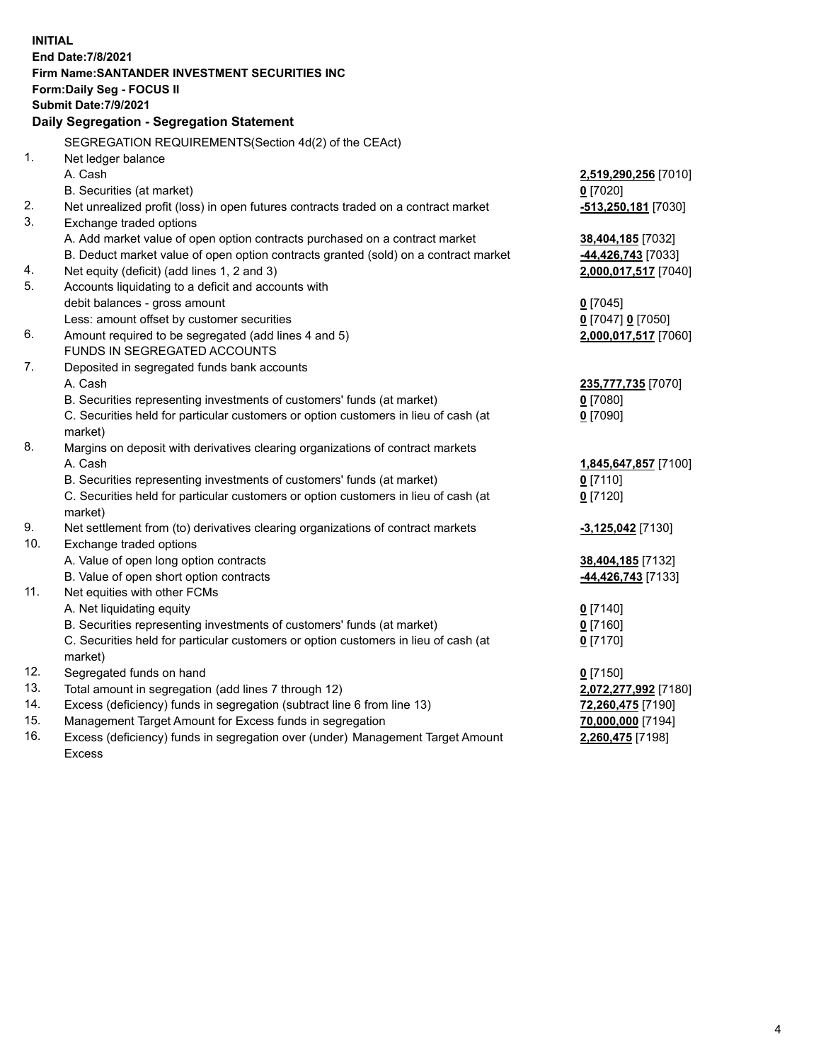**INITIAL**
**End Date:7/8/2021**
**Firm Name:SANTANDER INVESTMENT SECURITIES INC**
**Form:Daily Seg - FOCUS II**
**Submit Date:7/9/2021**

**Daily Segregation - Segregation Statement**

| | | |
|---|---|---|
| | SEGREGATION REQUIREMENTS(Section 4d(2) of the CEAct) | |
| 1. | Net ledger balance | |
| | A. Cash | **2,519,290,256** [7010] |
| | B. Securities (at market) | **0** [7020] |
| 2. | Net unrealized profit (loss) in open futures contracts traded on a contract market | **-513,250,181** [7030] |
| 3. | Exchange traded options | |
| | A. Add market value of open option contracts purchased on a contract market | **38,404,185** [7032] |
| | B. Deduct market value of open option contracts granted (sold) on a contract market | **-44,426,743** [7033] |
| 4. | Net equity (deficit) (add lines 1, 2 and 3) | **2,000,017,517** [7040] |
| 5. | Accounts liquidating to a deficit and accounts with | |
| | debit balances - gross amount | **0** [7045] |
| | Less: amount offset by customer securities | **0** [7047] **0** [7050] |
| 6. | Amount required to be segregated (add lines 4 and 5) | **2,000,017,517** [7060] |
| | FUNDS IN SEGREGATED ACCOUNTS | |
| 7. | Deposited in segregated funds bank accounts | |
| | A. Cash | **235,777,735** [7070] |
| | B. Securities representing investments of customers' funds (at market) | **0** [7080] |
| | C. Securities held for particular customers or option customers in lieu of cash (at market) | **0** [7090] |
| 8. | Margins on deposit with derivatives clearing organizations of contract markets | |
| | A. Cash | **1,845,647,857** [7100] |
| | B. Securities representing investments of customers' funds (at market) | **0** [7110] |
| | C. Securities held for particular customers or option customers in lieu of cash (at market) | **0** [7120] |
| 9. | Net settlement from (to) derivatives clearing organizations of contract markets | **-3,125,042** [7130] |
| 10. | Exchange traded options | |
| | A. Value of open long option contracts | **38,404,185** [7132] |
| | B. Value of open short option contracts | **-44,426,743** [7133] |
| 11. | Net equities with other FCMs | |
| | A. Net liquidating equity | **0** [7140] |
| | B. Securities representing investments of customers' funds (at market) | **0** [7160] |
| | C. Securities held for particular customers or option customers in lieu of cash (at market) | **0** [7170] |
| 12. | Segregated funds on hand | **0** [7150] |
| 13. | Total amount in segregation (add lines 7 through 12) | **2,072,277,992** [7180] |
| 14. | Excess (deficiency) funds in segregation (subtract line 6 from line 13) | **72,260,475** [7190] |
| 15. | Management Target Amount for Excess funds in segregation | **70,000,000** [7194] |
| 16. | Excess (deficiency) funds in segregation over (under) Management Target Amount Excess | **2,260,475** [7198] |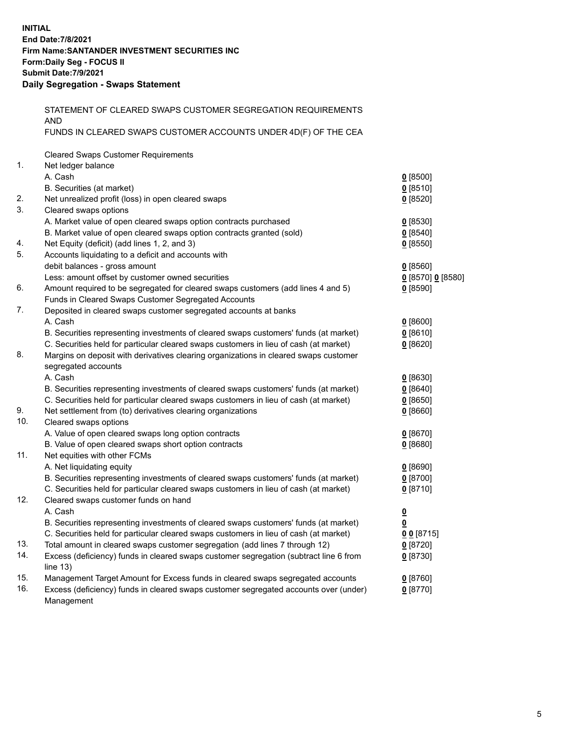**INITIAL**
**End Date:7/8/2021**
**Firm Name:SANTANDER INVESTMENT SECURITIES INC**
**Form:Daily Seg - FOCUS II**
**Submit Date:7/9/2021**
**Daily Segregation - Swaps Statement**

STATEMENT OF CLEARED SWAPS CUSTOMER SEGREGATION REQUIREMENTS AND FUNDS IN CLEARED SWAPS CUSTOMER ACCOUNTS UNDER 4D(F) OF THE CEA

| | | |
|---|---|---|
| | Cleared Swaps Customer Requirements | |
| 1. | Net ledger balance | |
| | A. Cash | 0 [8500] |
| | B. Securities (at market) | 0 [8510] |
| 2. | Net unrealized profit (loss) in open cleared swaps | 0 [8520] |
| 3. | Cleared swaps options | |
| | A. Market value of open cleared swaps option contracts purchased | 0 [8530] |
| | B. Market value of open cleared swaps option contracts granted (sold) | 0 [8540] |
| 4. | Net Equity (deficit) (add lines 1, 2, and 3) | 0 [8550] |
| 5. | Accounts liquidating to a deficit and accounts with debit balances - gross amount | 0 [8560] |
| | Less: amount offset by customer owned securities | 0 [8570] 0 [8580] |
| 6. | Amount required to be segregated for cleared swaps customers (add lines 4 and 5) | 0 [8590] |
| | Funds in Cleared Swaps Customer Segregated Accounts | |
| 7. | Deposited in cleared swaps customer segregated accounts at banks | |
| | A. Cash | 0 [8600] |
| | B. Securities representing investments of cleared swaps customers' funds (at market) | 0 [8610] |
| | C. Securities held for particular cleared swaps customers in lieu of cash (at market) | 0 [8620] |
| 8. | Margins on deposit with derivatives clearing organizations in cleared swaps customer segregated accounts | |
| | A. Cash | 0 [8630] |
| | B. Securities representing investments of cleared swaps customers' funds (at market) | 0 [8640] |
| | C. Securities held for particular cleared swaps customers in lieu of cash (at market) | 0 [8650] |
| 9. | Net settlement from (to) derivatives clearing organizations | 0 [8660] |
| 10. | Cleared swaps options | |
| | A. Value of open cleared swaps long option contracts | 0 [8670] |
| | B. Value of open cleared swaps short option contracts | 0 [8680] |
| 11. | Net equities with other FCMs | |
| | A. Net liquidating equity | 0 [8690] |
| | B. Securities representing investments of cleared swaps customers' funds (at market) | 0 [8700] |
| | C. Securities held for particular cleared swaps customers in lieu of cash (at market) | 0 [8710] |
| 12. | Cleared swaps customer funds on hand | |
| | A. Cash | 0 |
| | B. Securities representing investments of cleared swaps customers' funds (at market) | 0 |
| | C. Securities held for particular cleared swaps customers in lieu of cash (at market) | 0 0 [8715] |
| 13. | Total amount in cleared swaps customer segregation (add lines 7 through 12) | 0 [8720] |
| 14. | Excess (deficiency) funds in cleared swaps customer segregation (subtract line 6 from line 13) | 0 [8730] |
| 15. | Management Target Amount for Excess funds in cleared swaps segregated accounts | 0 [8760] |
| 16. | Excess (deficiency) funds in cleared swaps customer segregated accounts over (under) Management | 0 [8770] |